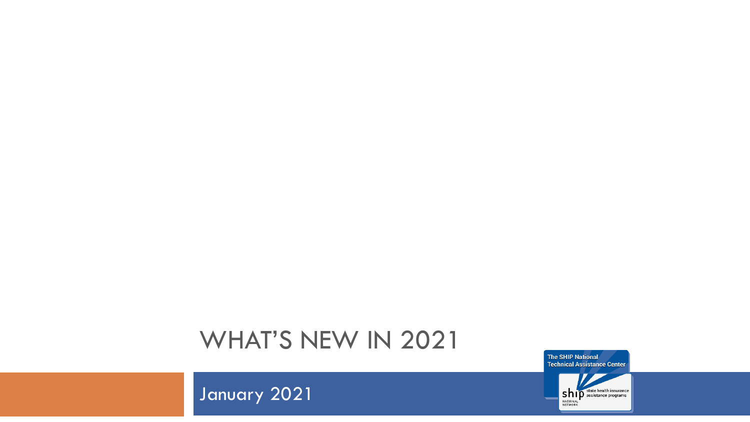# WHAT'S NEW IN 2021

January 2021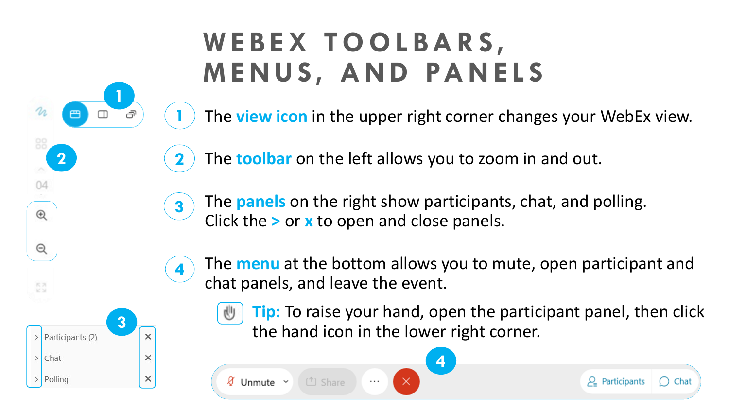# WEBEX TOOLBARS, MENUS, AND PANELS

1. The **view icon** in the upper right corner changes your WebEx view.
2. The **toolbar** on the left allows you to zoom in and out.
3. The **panels** on the right show participants, chat, and polling. Click the **>** or **x** to open and close panels.
4. The **menu** at the bottom allows you to mute, open participant and chat panels, and leave the event.

**Tip:** To raise your hand, open the participant panel, then click the hand icon in the lower right corner.

Participants (2)
Chat
Polling

Unmute · Share · ··· · Participants · Chat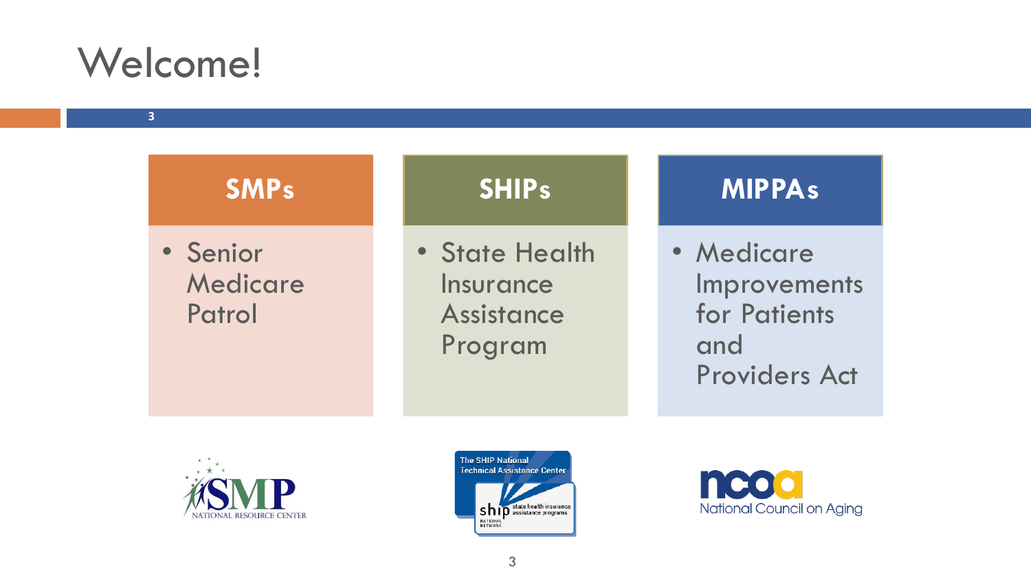# Welcome!

## SMPs

- Senior Medicare Patrol

## SHIPs

- State Health Insurance Assistance Program

## MIPPAs

- Medicare Improvements for Patients and Providers Act

SMP NATIONAL RESOURCE CENTER

The SHIP National Technical Assistance Center — ship state health insurance assistance programs NATIONAL NETWORK

ncoa National Council on Aging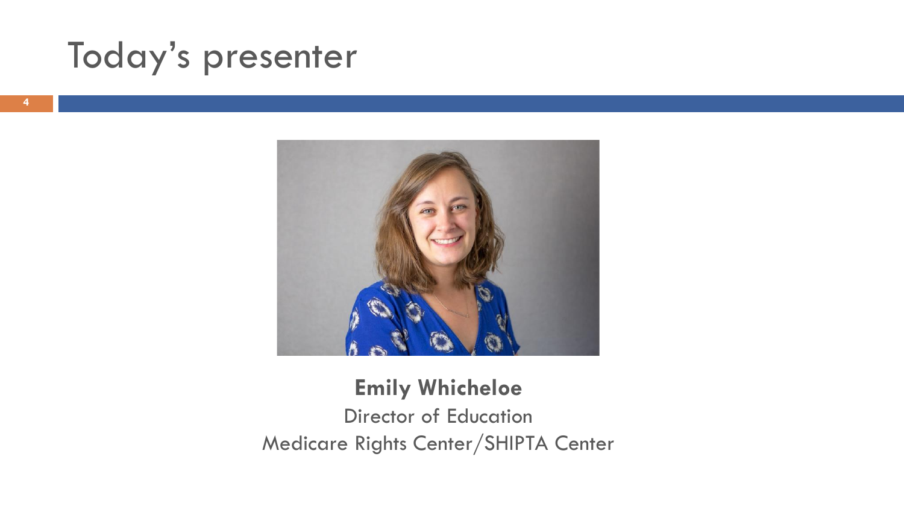# Today's presenter

**Emily Whicheloe**

Director of Education

Medicare Rights Center/SHIPTA Center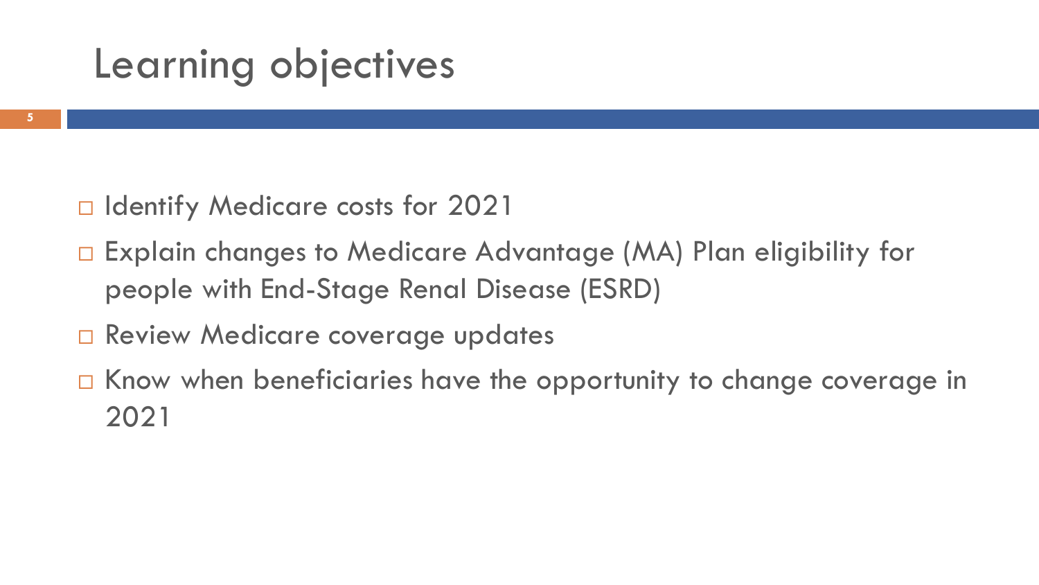# Learning objectives

- Identify Medicare costs for 2021
- Explain changes to Medicare Advantage (MA) Plan eligibility for people with End-Stage Renal Disease (ESRD)
- Review Medicare coverage updates
- Know when beneficiaries have the opportunity to change coverage in 2021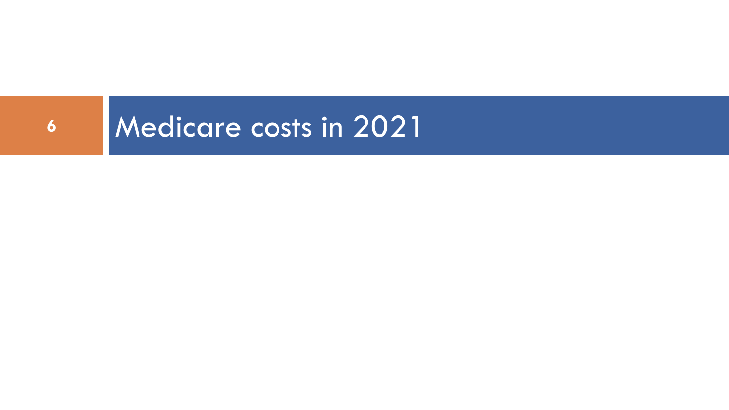# Medicare costs in 2021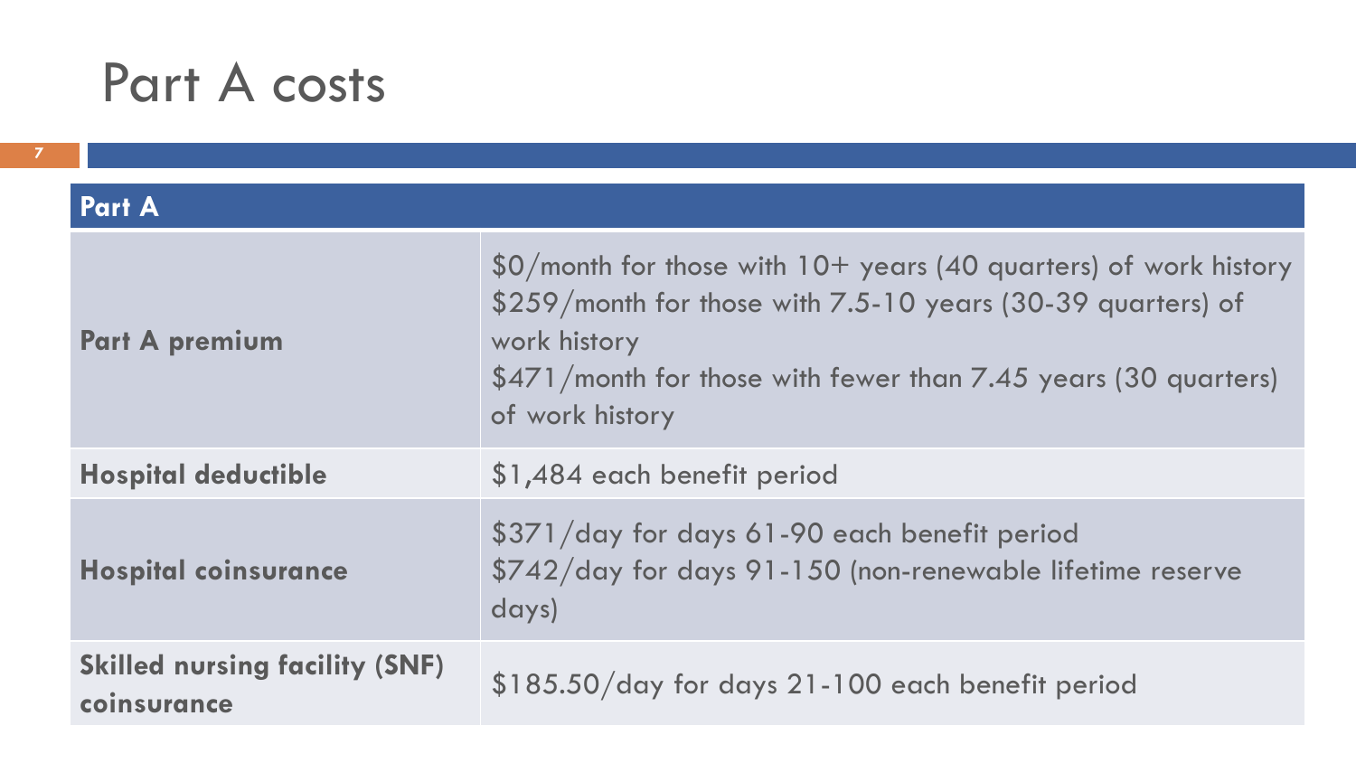# Part A costs

| Part A | |
|---|---|
| **Part A premium** | $0/month for those with 10+ years (40 quarters) of work history<br>$259/month for those with 7.5-10 years (30-39 quarters) of work history<br>$471/month for those with fewer than 7.45 years (30 quarters) of work history |
| **Hospital deductible** | $1,484 each benefit period |
| **Hospital coinsurance** | $371/day for days 61-90 each benefit period<br>$742/day for days 91-150 (non-renewable lifetime reserve days) |
| **Skilled nursing facility (SNF) coinsurance** | $185.50/day for days 21-100 each benefit period |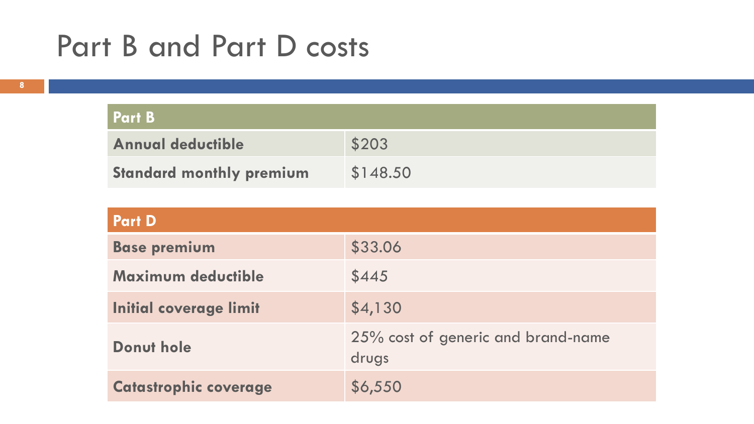# Part B and Part D costs

| Part B | |
|---|---|
| **Annual deductible** | $203 |
| **Standard monthly premium** | $148.50 |

| Part D | |
|---|---|
| **Base premium** | $33.06 |
| **Maximum deductible** | $445 |
| **Initial coverage limit** | $4,130 |
| **Donut hole** | 25% cost of generic and brand-name drugs |
| **Catastrophic coverage** | $6,550 |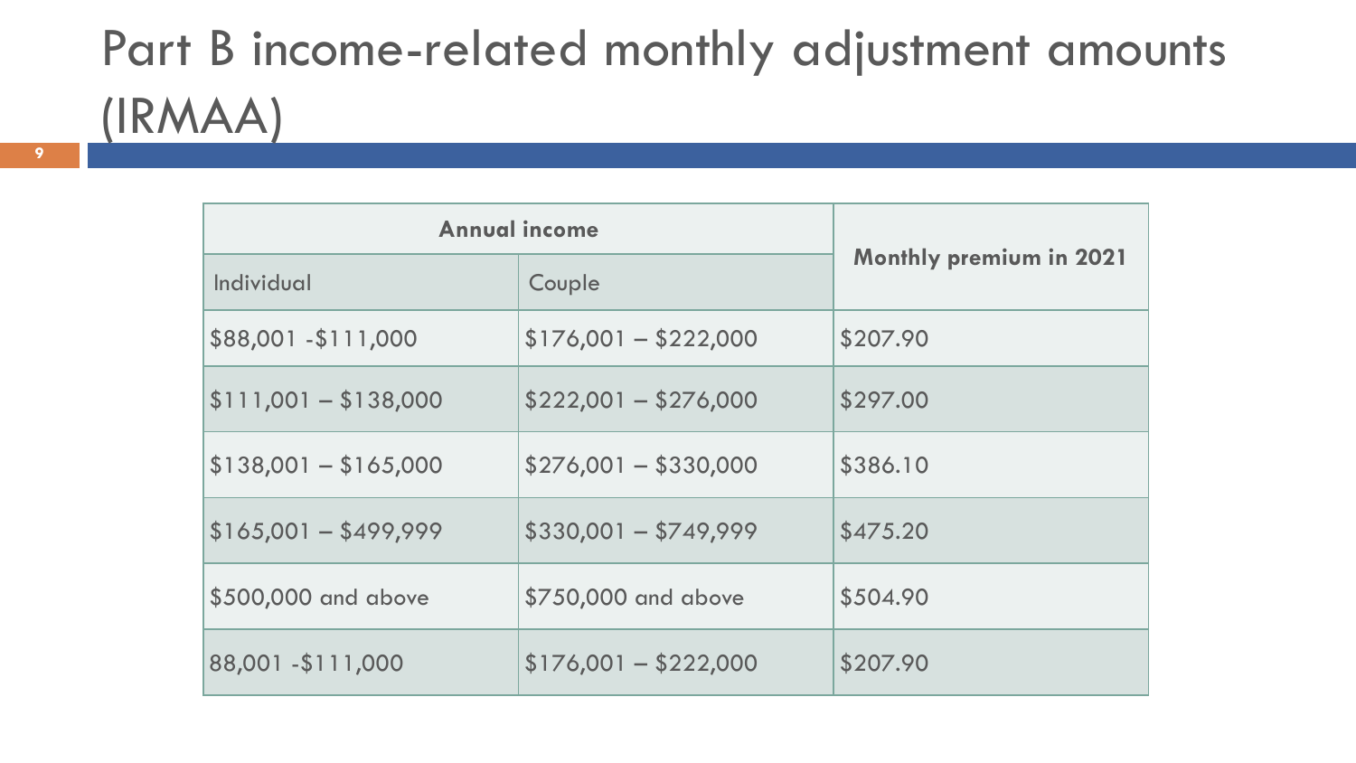# Part B income-related monthly adjustment amounts (IRMAA)

| Annual income | | Monthly premium in 2021 |
|---|---|---|
| Individual | Couple | |
| $88,001 -$111,000 | $176,001 – $222,000 | $207.90 |
| $111,001 – $138,000 | $222,001 – $276,000 | $297.00 |
| $138,001 – $165,000 | $276,001 – $330,000 | $386.10 |
| $165,001 – $499,999 | $330,001 – $749,999 | $475.20 |
| $500,000 and above | $750,000 and above | $504.90 |
| 88,001 -$111,000 | $176,001 – $222,000 | $207.90 |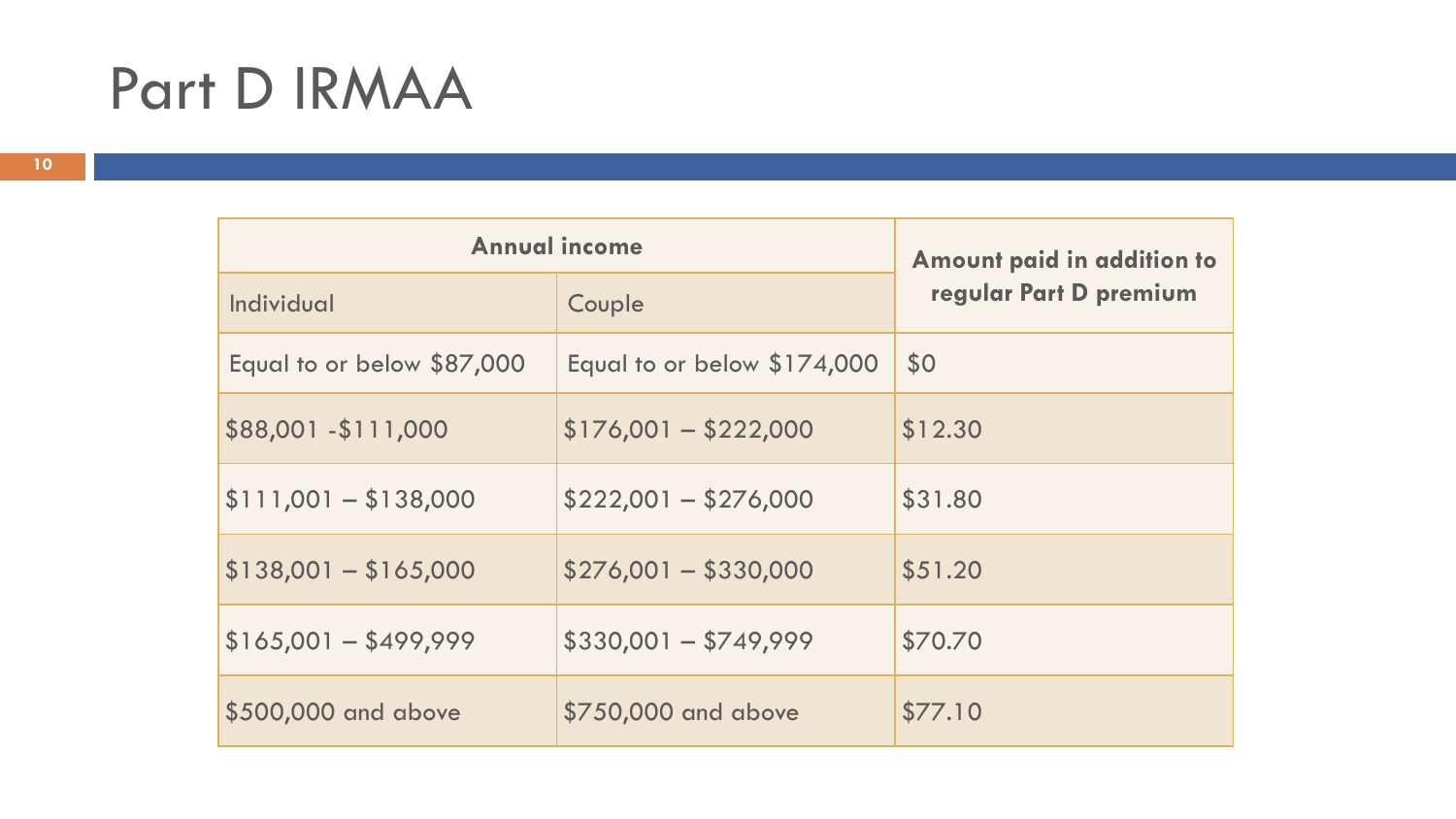# Part D IRMAA

| Annual income | | Amount paid in addition to regular Part D premium |
|---|---|---|
| Individual | Couple | |
| Equal to or below $87,000 | Equal to or below $174,000 | $0 |
| $88,001 -$111,000 | $176,001 – $222,000 | $12.30 |
| $111,001 – $138,000 | $222,001 – $276,000 | $31.80 |
| $138,001 – $165,000 | $276,001 – $330,000 | $51.20 |
| $165,001 – $499,999 | $330,001 – $749,999 | $70.70 |
| $500,000 and above | $750,000 and above | $77.10 |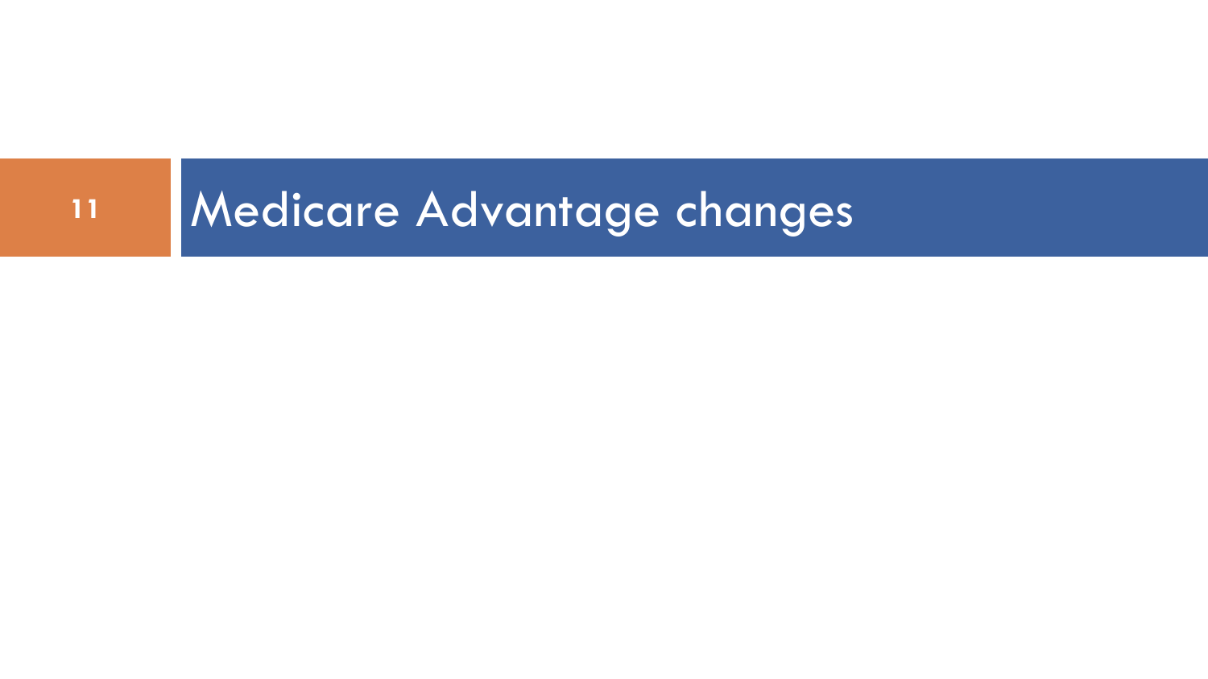# Medicare Advantage changes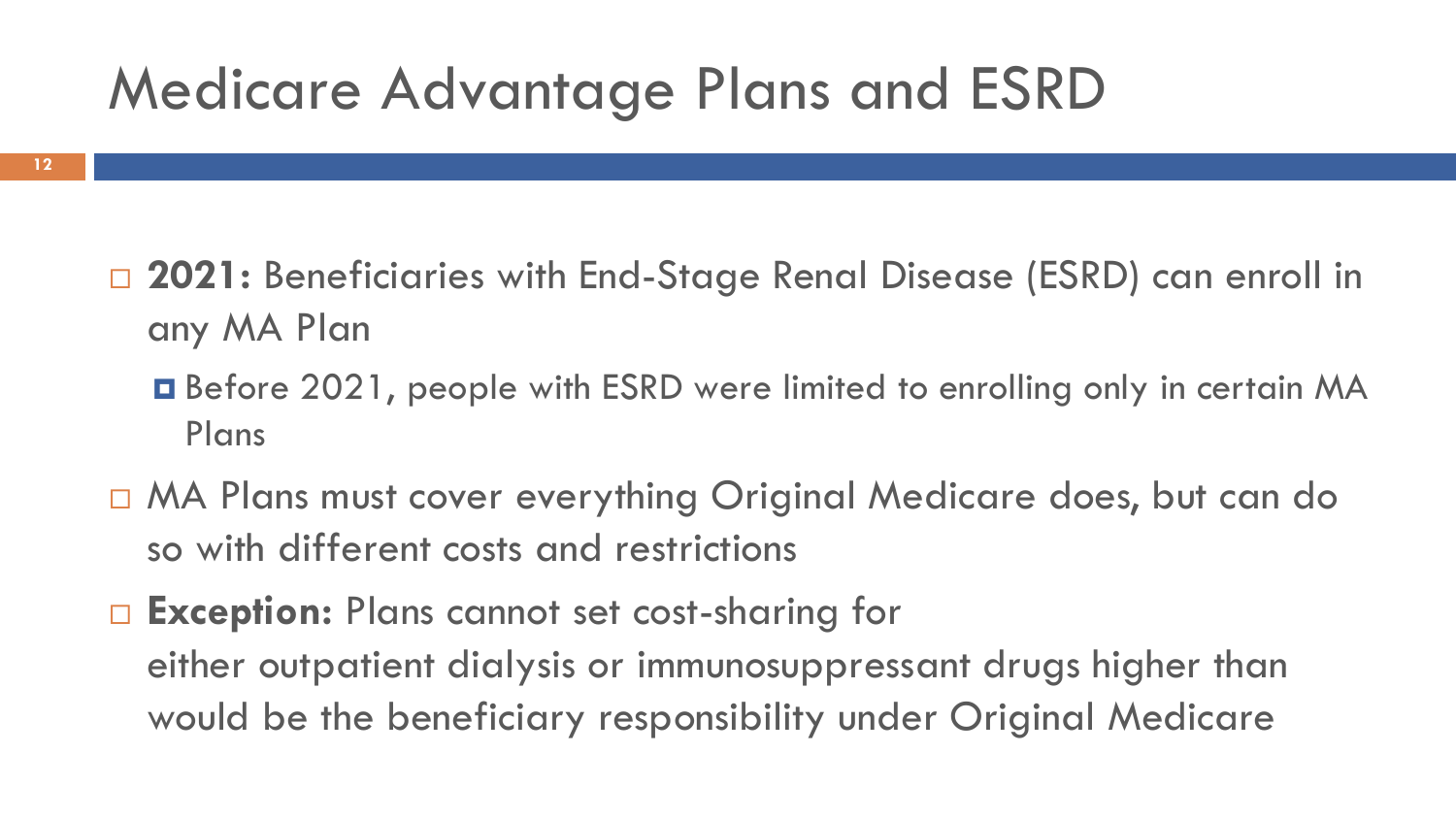# Medicare Advantage Plans and ESRD

- **2021:** Beneficiaries with End-Stage Renal Disease (ESRD) can enroll in any MA Plan
  - Before 2021, people with ESRD were limited to enrolling only in certain MA Plans
- MA Plans must cover everything Original Medicare does, but can do so with different costs and restrictions
- **Exception:** Plans cannot set cost-sharing for either outpatient dialysis or immunosuppressant drugs higher than would be the beneficiary responsibility under Original Medicare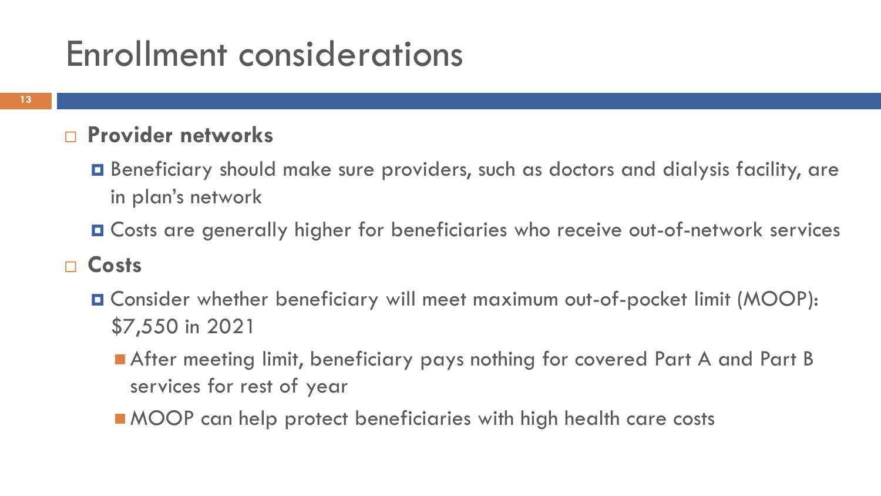# Enrollment considerations

- **Provider networks**
  - Beneficiary should make sure providers, such as doctors and dialysis facility, are in plan's network
  - Costs are generally higher for beneficiaries who receive out-of-network services
- **Costs**
  - Consider whether beneficiary will meet maximum out-of-pocket limit (MOOP): $7,550 in 2021
    - After meeting limit, beneficiary pays nothing for covered Part A and Part B services for rest of year
    - MOOP can help protect beneficiaries with high health care costs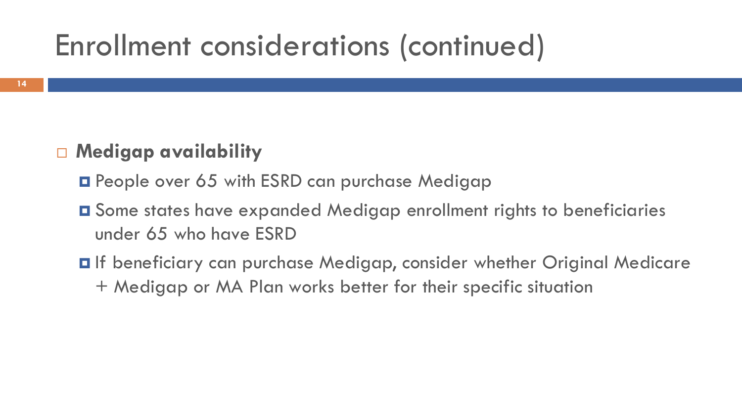# Enrollment considerations (continued)

- **Medigap availability**
  - People over 65 with ESRD can purchase Medigap
  - Some states have expanded Medigap enrollment rights to beneficiaries under 65 who have ESRD
  - If beneficiary can purchase Medigap, consider whether Original Medicare + Medigap or MA Plan works better for their specific situation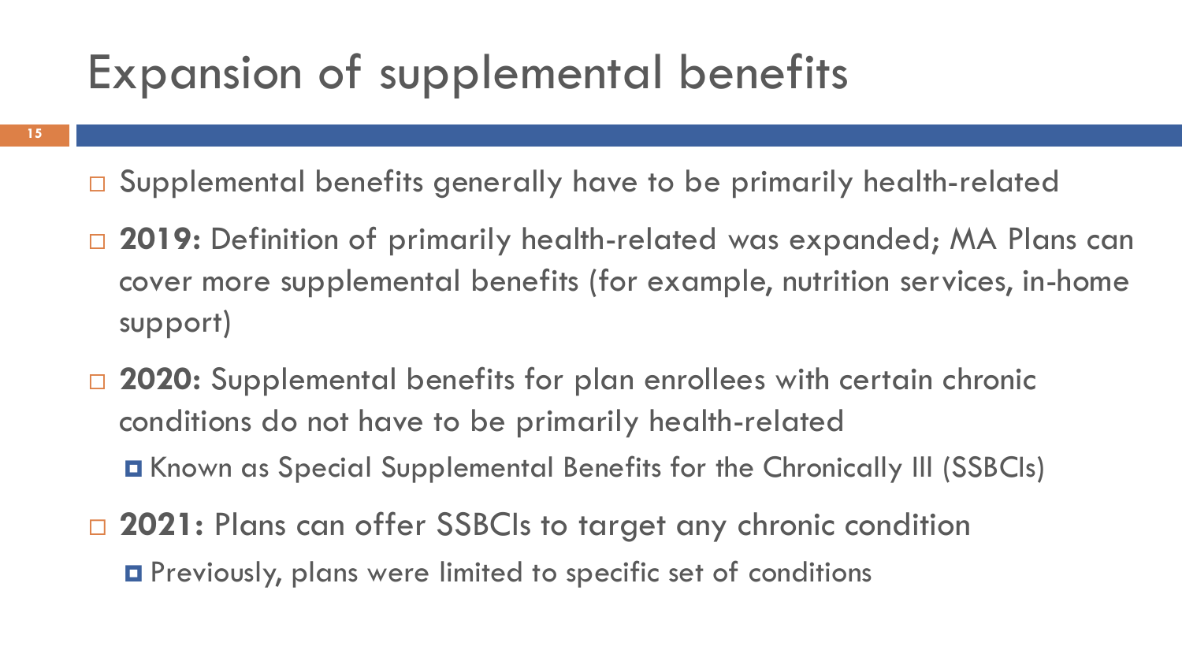# Expansion of supplemental benefits

- Supplemental benefits generally have to be primarily health-related
- **2019:** Definition of primarily health-related was expanded; MA Plans can cover more supplemental benefits (for example, nutrition services, in-home support)
- **2020:** Supplemental benefits for plan enrollees with certain chronic conditions do not have to be primarily health-related
  - Known as Special Supplemental Benefits for the Chronically Ill (SSBCIs)
- **2021:** Plans can offer SSBCIs to target any chronic condition
  - Previously, plans were limited to specific set of conditions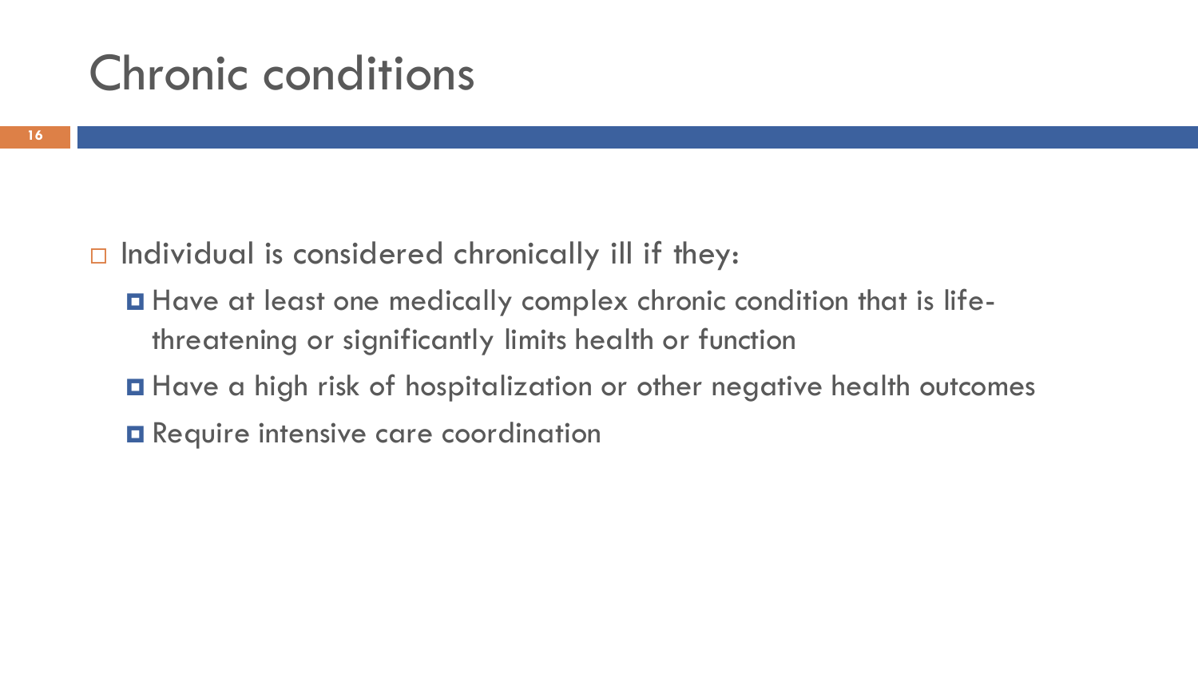# Chronic conditions

- Individual is considered chronically ill if they:
  - Have at least one medically complex chronic condition that is life-threatening or significantly limits health or function
  - Have a high risk of hospitalization or other negative health outcomes
  - Require intensive care coordination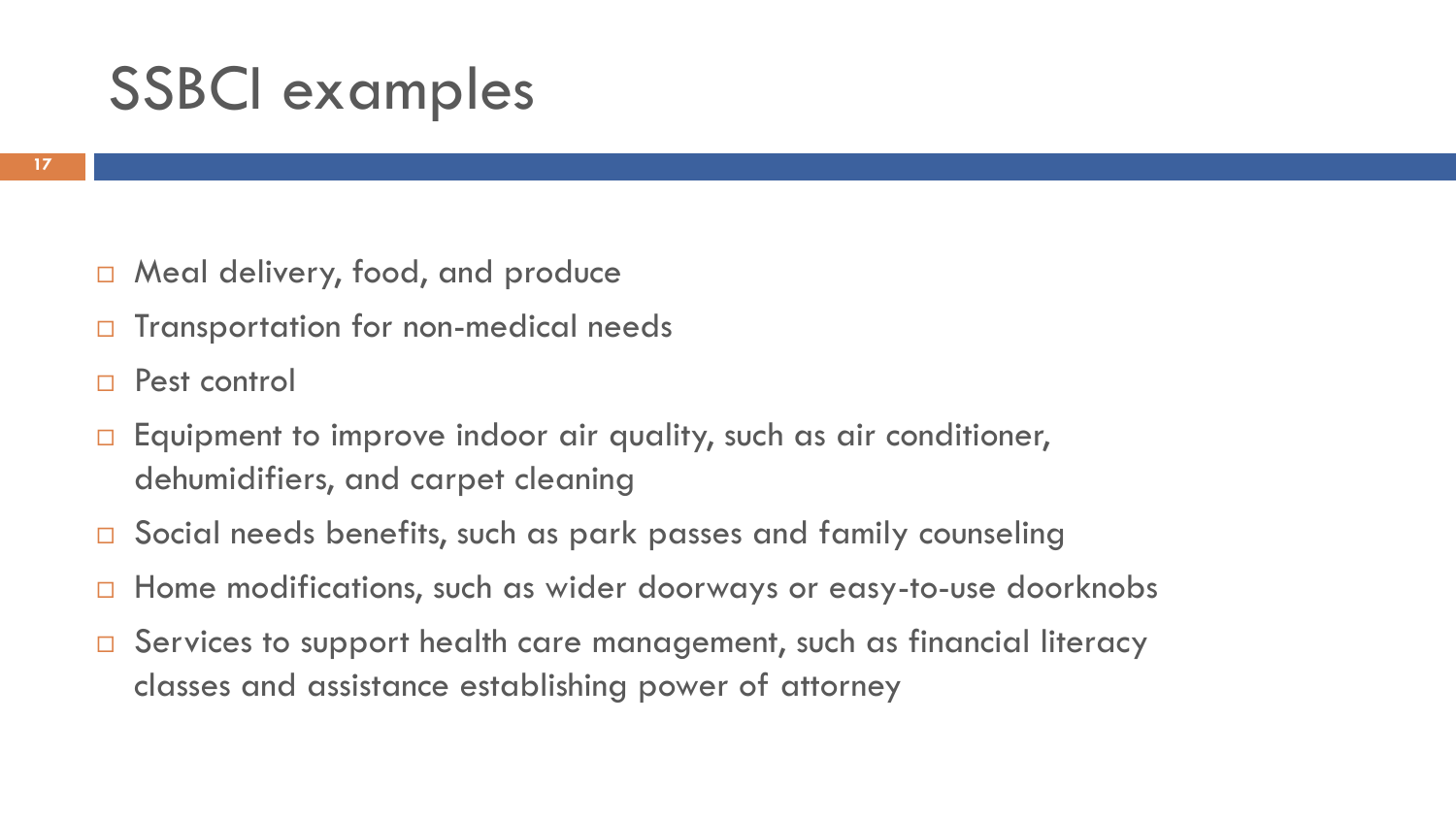# SSBCI examples

- Meal delivery, food, and produce
- Transportation for non-medical needs
- Pest control
- Equipment to improve indoor air quality, such as air conditioner, dehumidifiers, and carpet cleaning
- Social needs benefits, such as park passes and family counseling
- Home modifications, such as wider doorways or easy-to-use doorknobs
- Services to support health care management, such as financial literacy classes and assistance establishing power of attorney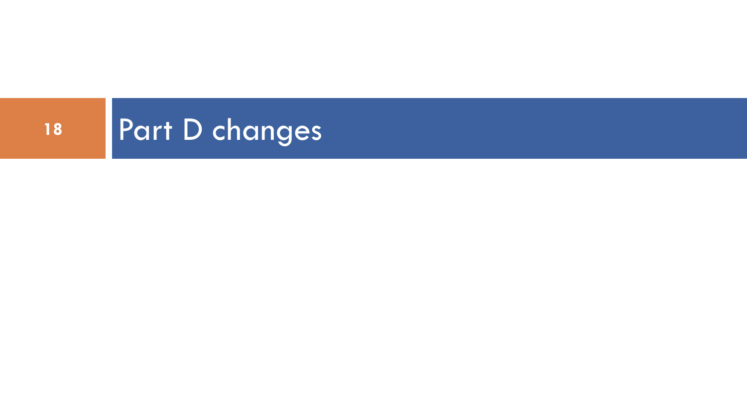# Part D changes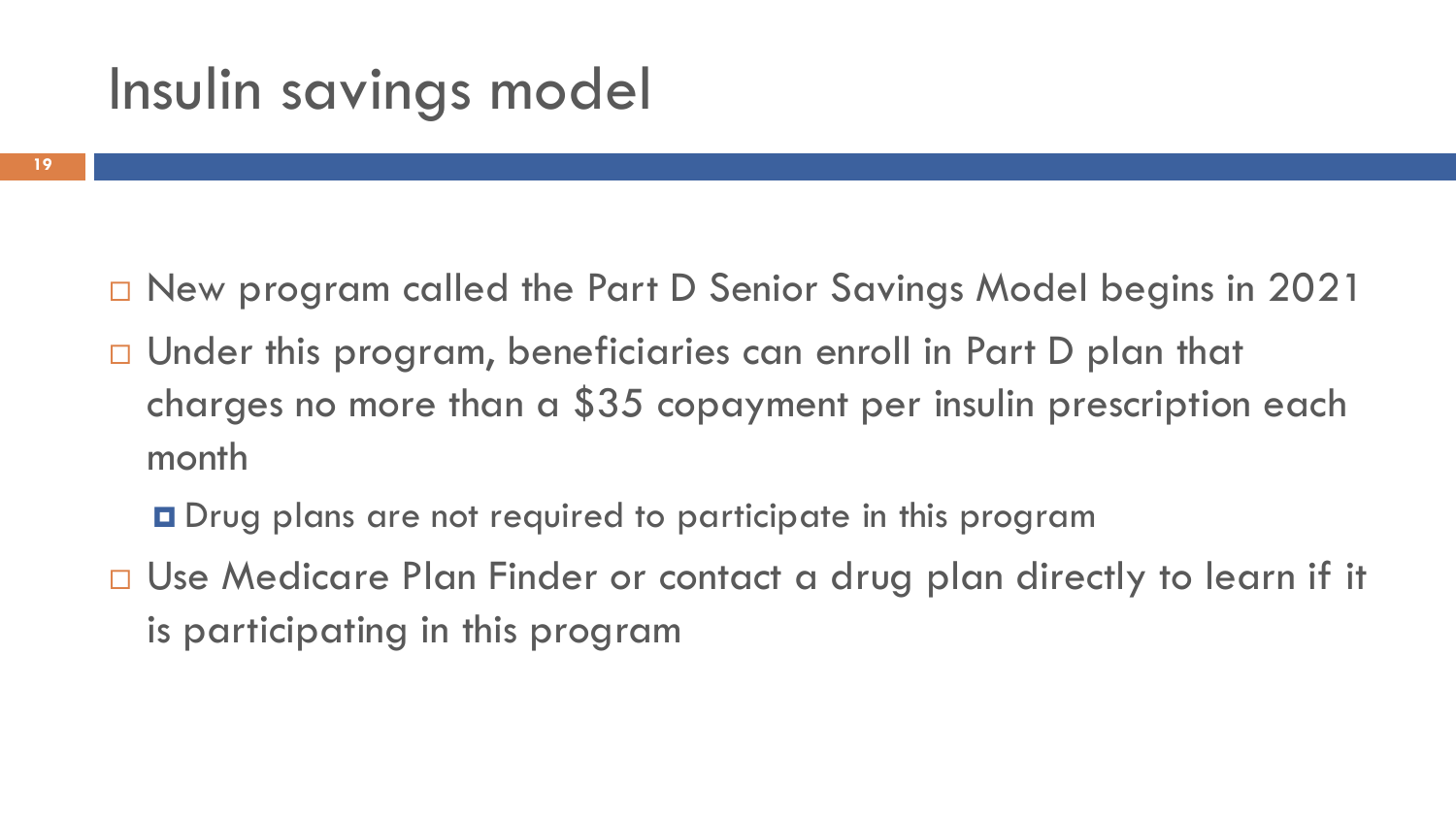# Insulin savings model

- New program called the Part D Senior Savings Model begins in 2021
- Under this program, beneficiaries can enroll in Part D plan that charges no more than a $35 copayment per insulin prescription each month
  - Drug plans are not required to participate in this program
- Use Medicare Plan Finder or contact a drug plan directly to learn if it is participating in this program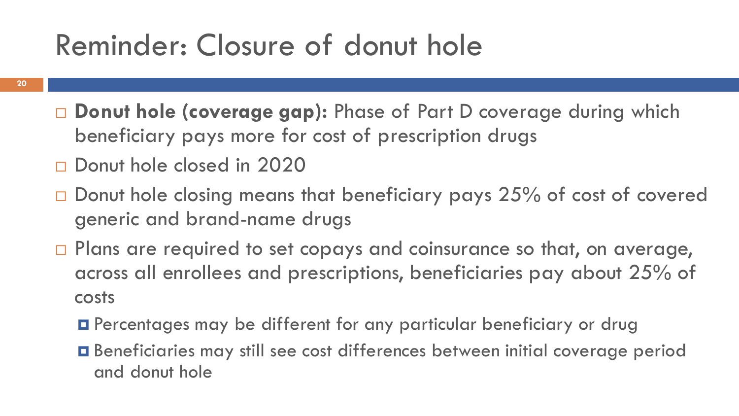# Reminder: Closure of donut hole

- **Donut hole (coverage gap):** Phase of Part D coverage during which beneficiary pays more for cost of prescription drugs
- Donut hole closed in 2020
- Donut hole closing means that beneficiary pays 25% of cost of covered generic and brand-name drugs
- Plans are required to set copays and coinsurance so that, on average, across all enrollees and prescriptions, beneficiaries pay about 25% of costs
  - Percentages may be different for any particular beneficiary or drug
  - Beneficiaries may still see cost differences between initial coverage period and donut hole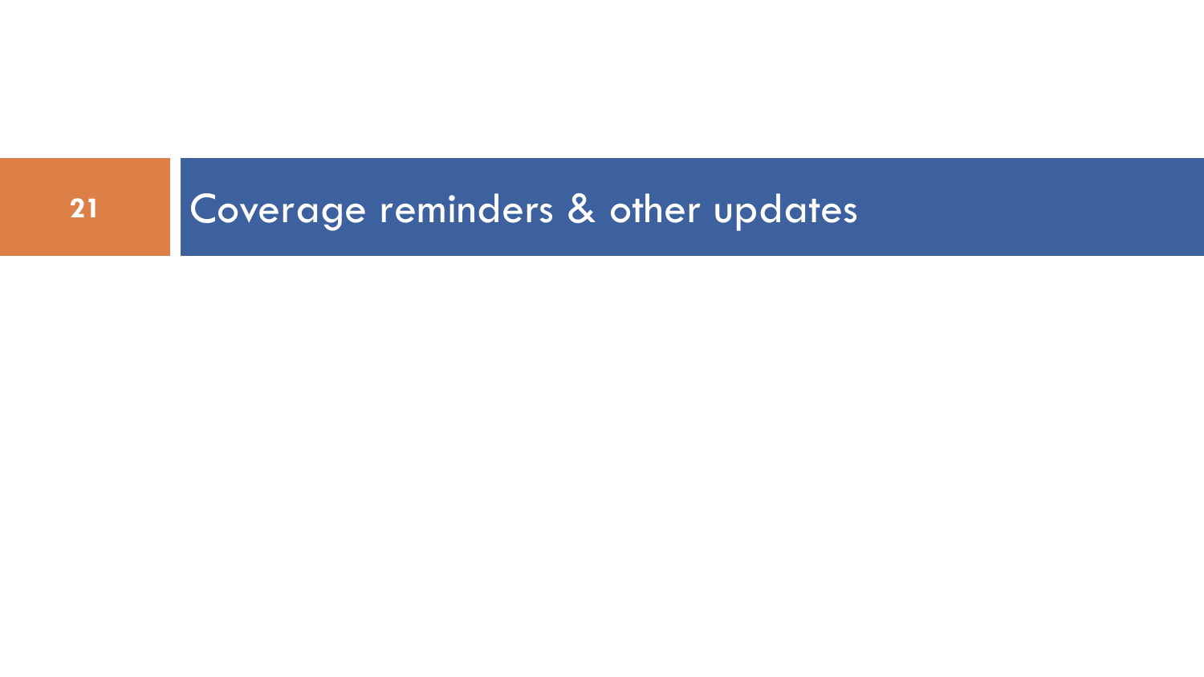# Coverage reminders & other updates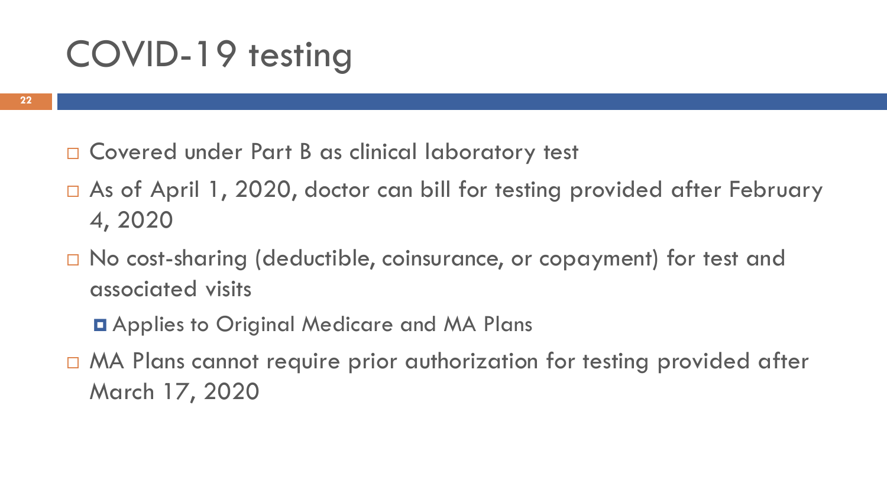# COVID-19 testing

- Covered under Part B as clinical laboratory test
- As of April 1, 2020, doctor can bill for testing provided after February 4, 2020
- No cost-sharing (deductible, coinsurance, or copayment) for test and associated visits
  - Applies to Original Medicare and MA Plans
- MA Plans cannot require prior authorization for testing provided after March 17, 2020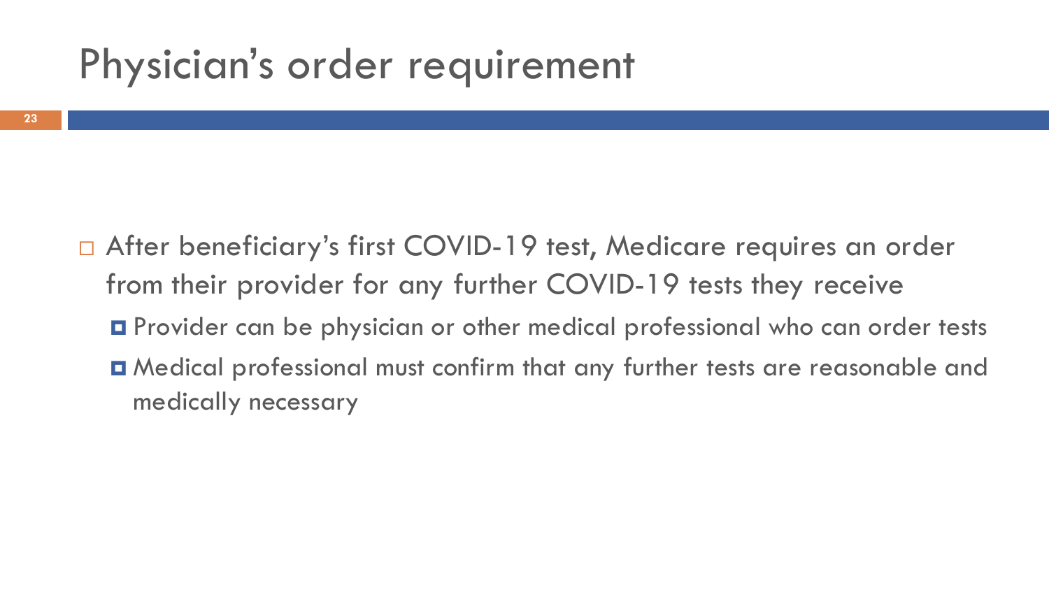# Physician's order requirement

- After beneficiary's first COVID-19 test, Medicare requires an order from their provider for any further COVID-19 tests they receive
  - Provider can be physician or other medical professional who can order tests
  - Medical professional must confirm that any further tests are reasonable and medically necessary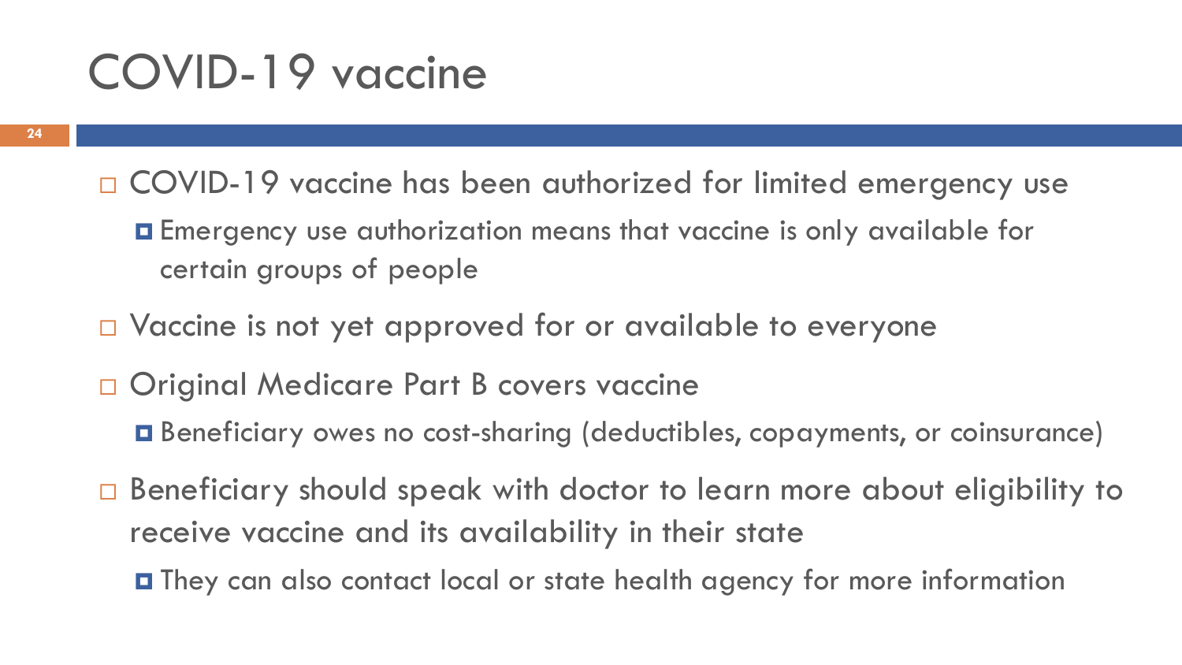# COVID-19 vaccine

- COVID-19 vaccine has been authorized for limited emergency use
  - Emergency use authorization means that vaccine is only available for certain groups of people
- Vaccine is not yet approved for or available to everyone
- Original Medicare Part B covers vaccine
  - Beneficiary owes no cost-sharing (deductibles, copayments, or coinsurance)
- Beneficiary should speak with doctor to learn more about eligibility to receive vaccine and its availability in their state
  - They can also contact local or state health agency for more information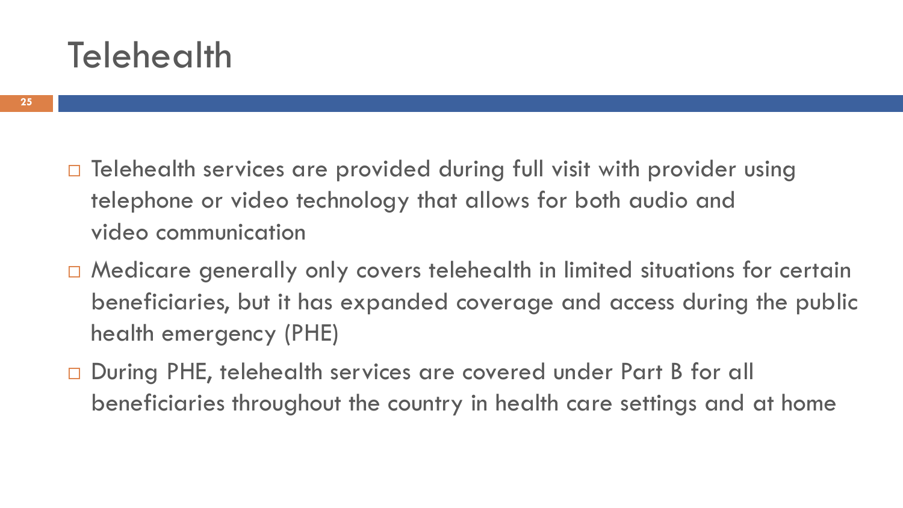# Telehealth

- Telehealth services are provided during full visit with provider using telephone or video technology that allows for both audio and video communication
- Medicare generally only covers telehealth in limited situations for certain beneficiaries, but it has expanded coverage and access during the public health emergency (PHE)
- During PHE, telehealth services are covered under Part B for all beneficiaries throughout the country in health care settings and at home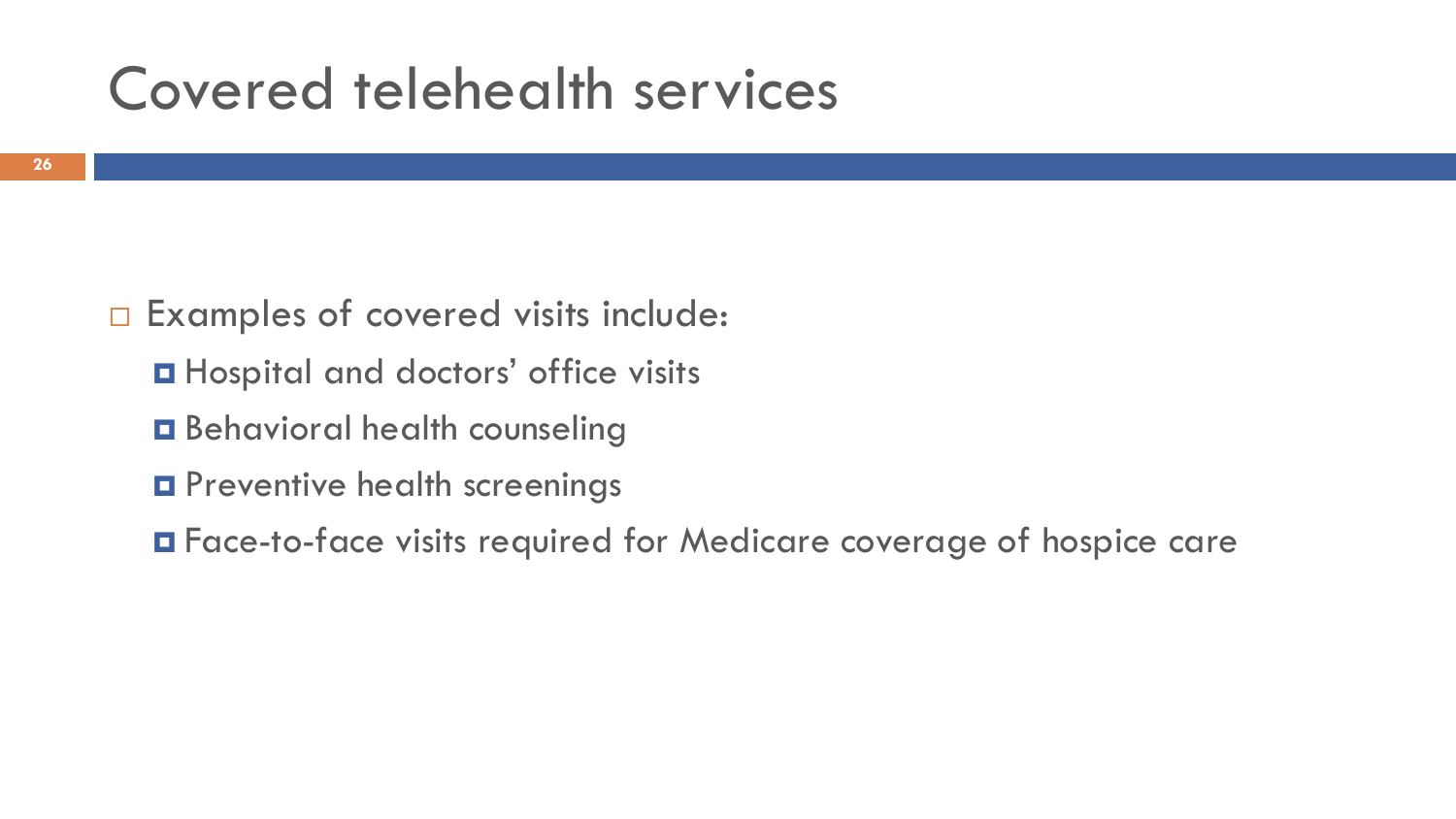# Covered telehealth services

- Examples of covered visits include:
  - Hospital and doctors' office visits
  - Behavioral health counseling
  - Preventive health screenings
  - Face-to-face visits required for Medicare coverage of hospice care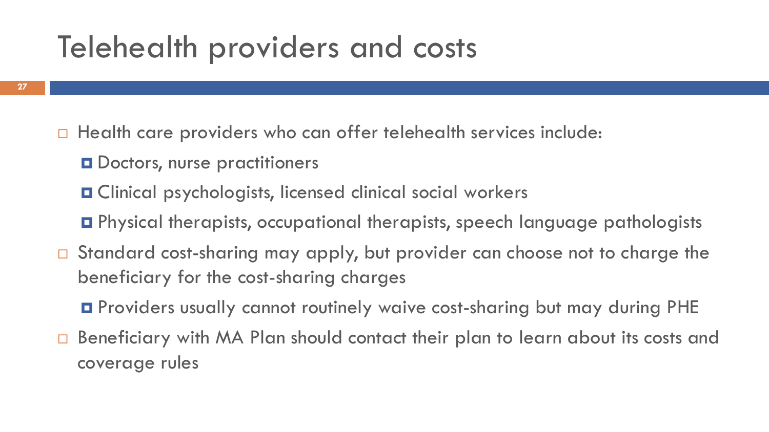# Telehealth providers and costs

- Health care providers who can offer telehealth services include:
  - Doctors, nurse practitioners
  - Clinical psychologists, licensed clinical social workers
  - Physical therapists, occupational therapists, speech language pathologists
- Standard cost-sharing may apply, but provider can choose not to charge the beneficiary for the cost-sharing charges
  - Providers usually cannot routinely waive cost-sharing but may during PHE
- Beneficiary with MA Plan should contact their plan to learn about its costs and coverage rules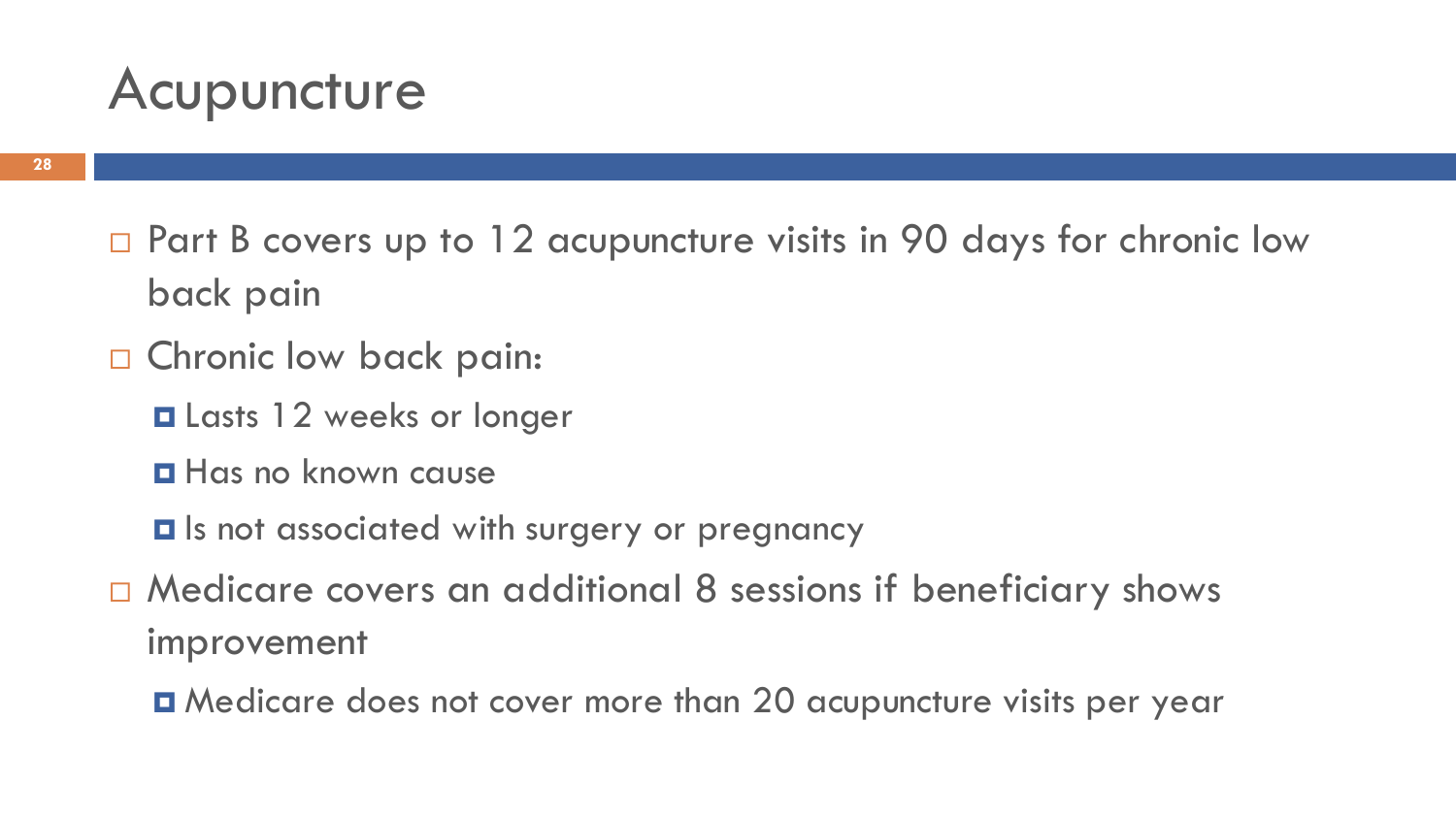# Acupuncture

- Part B covers up to 12 acupuncture visits in 90 days for chronic low back pain
- Chronic low back pain:
  - Lasts 12 weeks or longer
  - Has no known cause
  - Is not associated with surgery or pregnancy
- Medicare covers an additional 8 sessions if beneficiary shows improvement
  - Medicare does not cover more than 20 acupuncture visits per year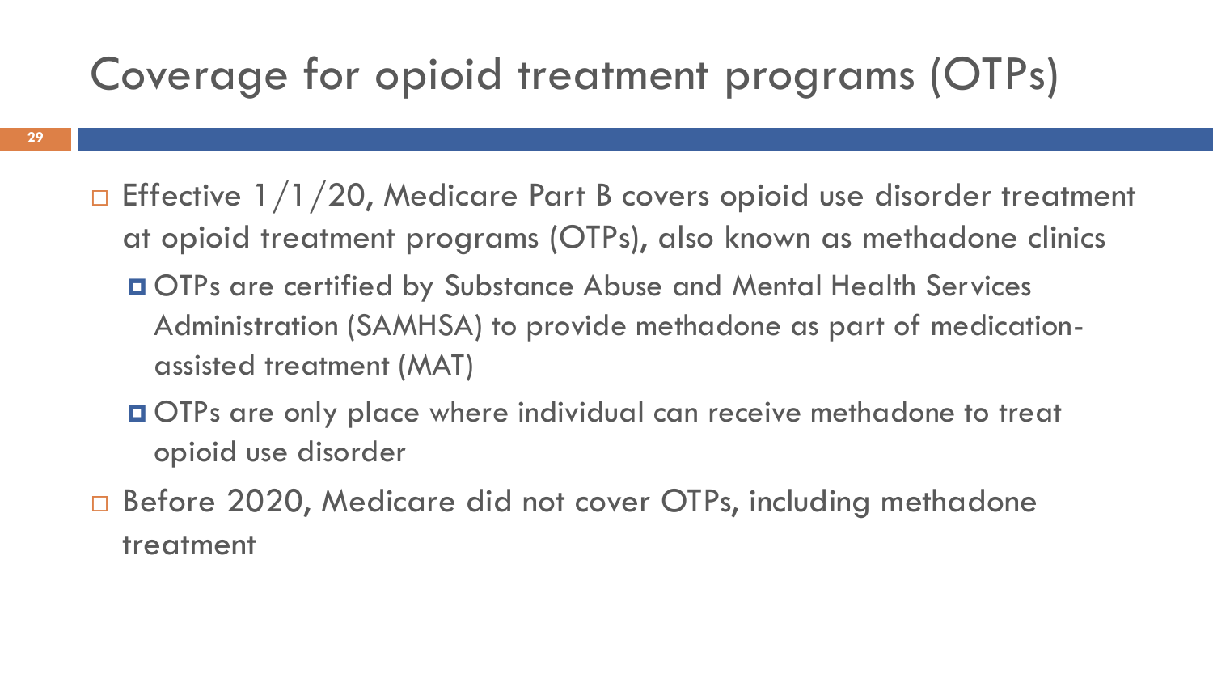# Coverage for opioid treatment programs (OTPs)

- Effective 1/1/20, Medicare Part B covers opioid use disorder treatment at opioid treatment programs (OTPs), also known as methadone clinics
  - OTPs are certified by Substance Abuse and Mental Health Services Administration (SAMHSA) to provide methadone as part of medication-assisted treatment (MAT)
  - OTPs are only place where individual can receive methadone to treat opioid use disorder
- Before 2020, Medicare did not cover OTPs, including methadone treatment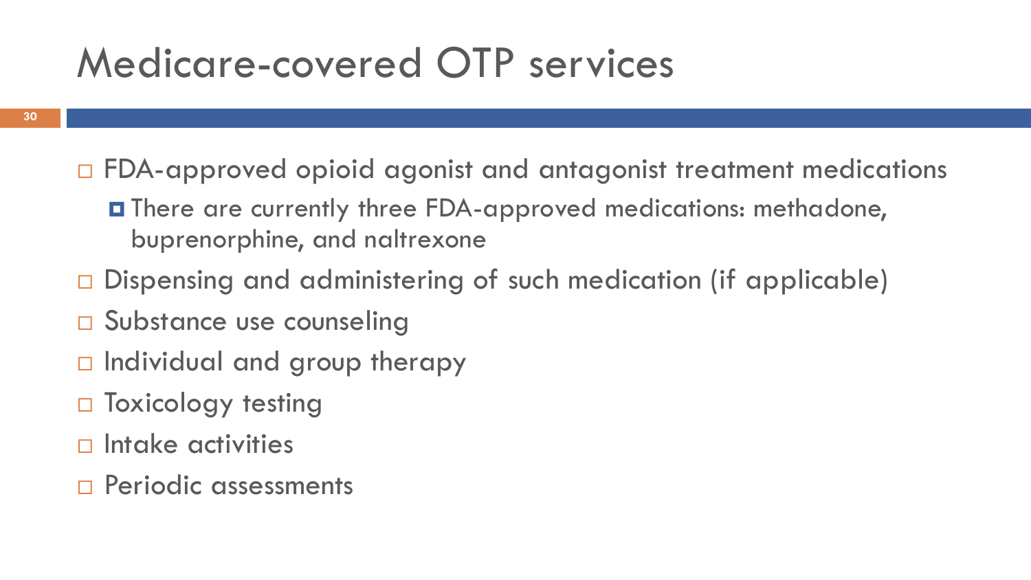# Medicare-covered OTP services

- FDA-approved opioid agonist and antagonist treatment medications
  - There are currently three FDA-approved medications: methadone, buprenorphine, and naltrexone
- Dispensing and administering of such medication (if applicable)
- Substance use counseling
- Individual and group therapy
- Toxicology testing
- Intake activities
- Periodic assessments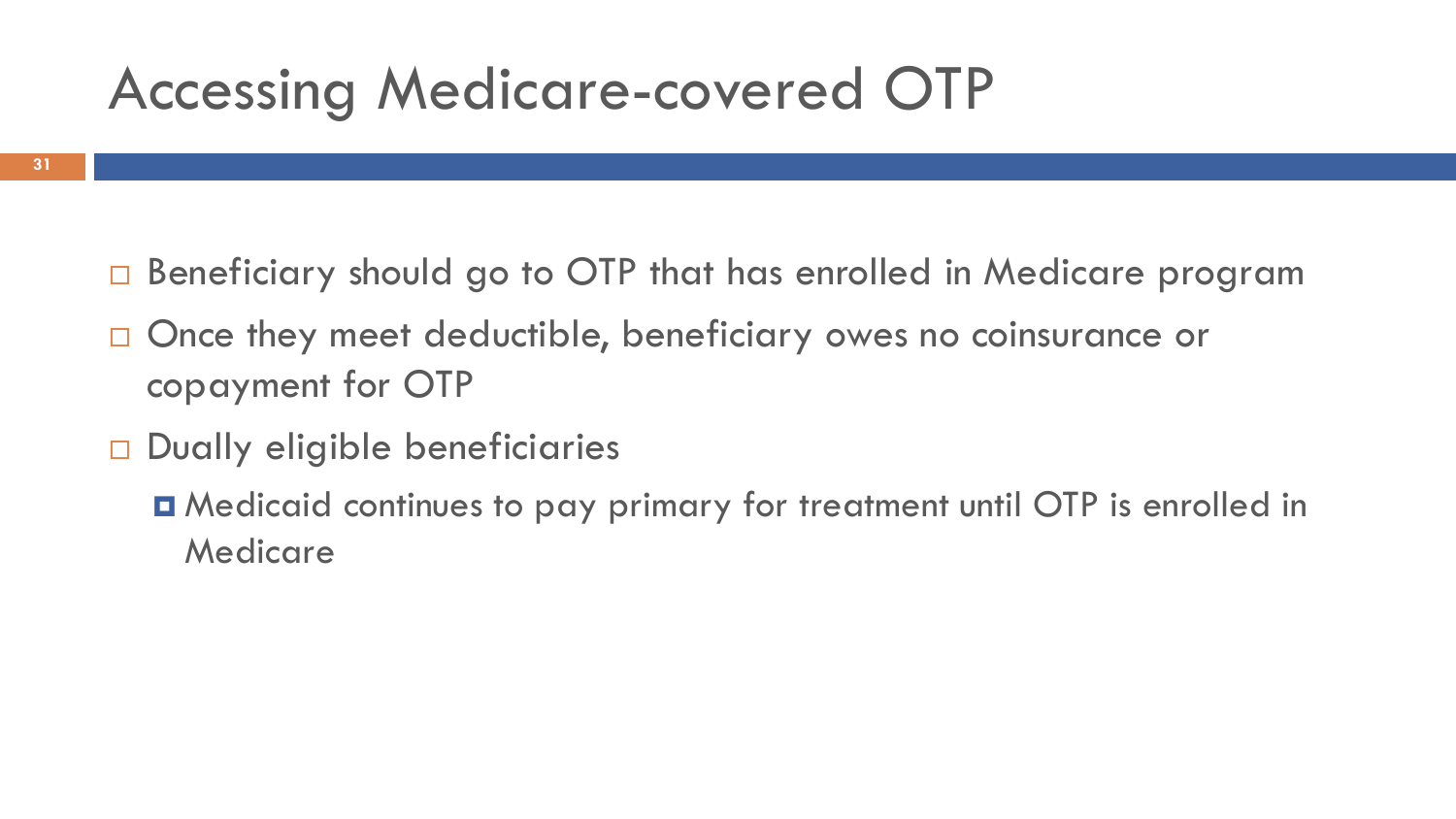# Accessing Medicare-covered OTP

- Beneficiary should go to OTP that has enrolled in Medicare program
- Once they meet deductible, beneficiary owes no coinsurance or copayment for OTP
- Dually eligible beneficiaries
  - Medicaid continues to pay primary for treatment until OTP is enrolled in Medicare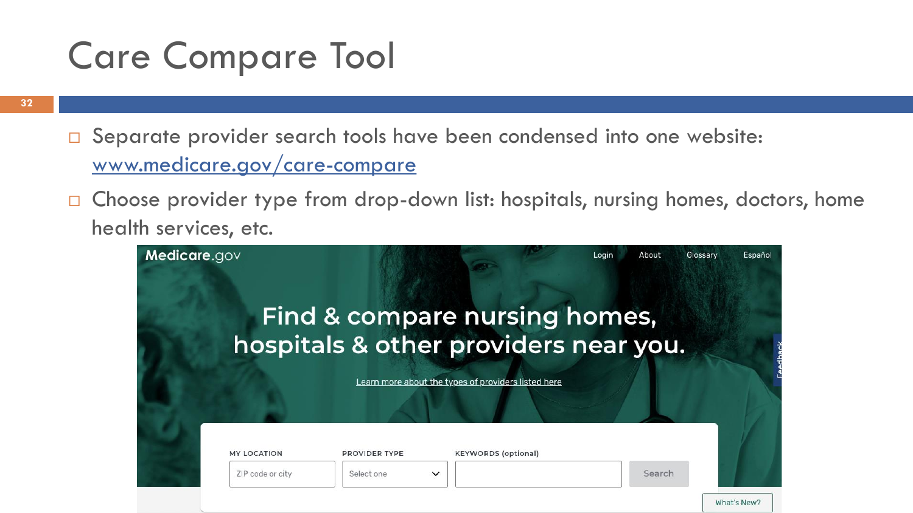# Care Compare Tool

- Separate provider search tools have been condensed into one website: www.medicare.gov/care-compare
- Choose provider type from drop-down list: hospitals, nursing homes, doctors, home health services, etc.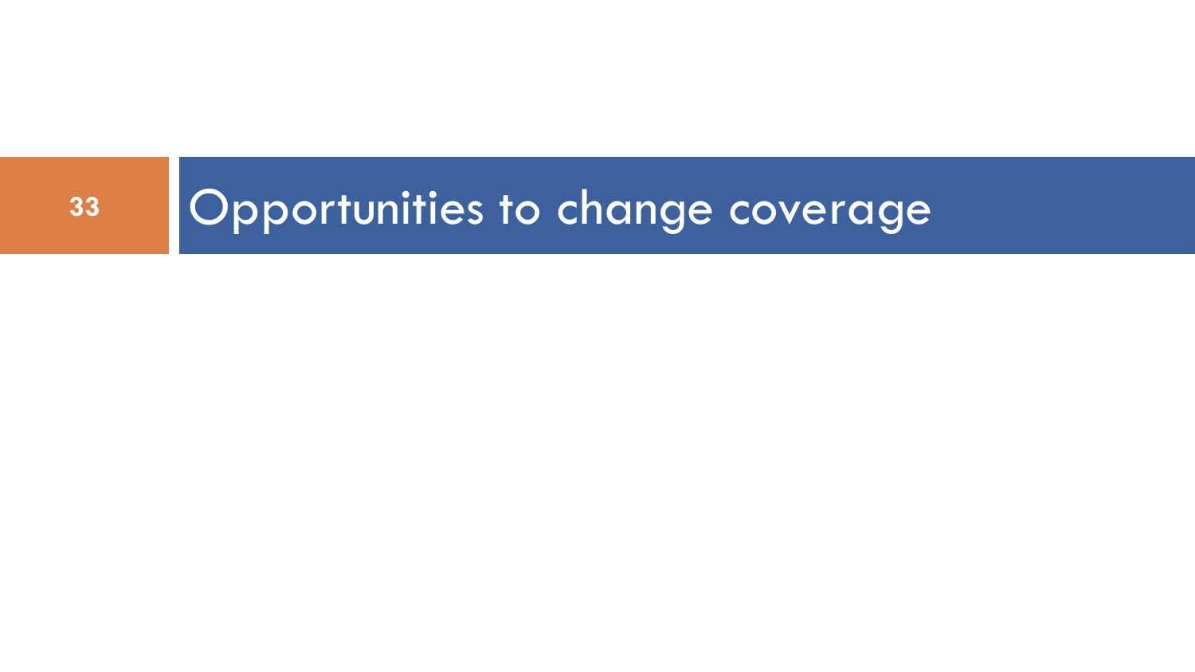# Opportunities to change coverage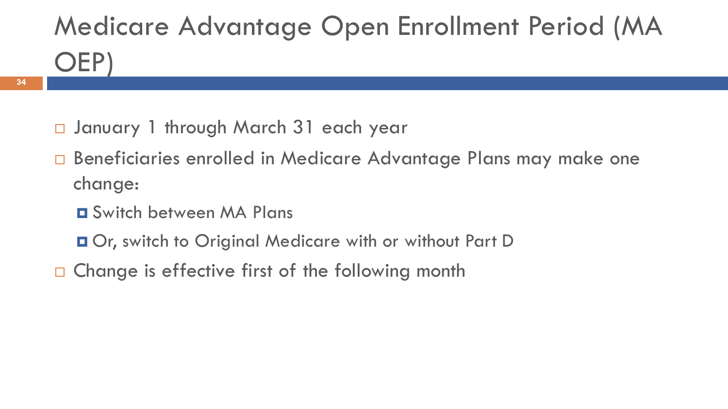# Medicare Advantage Open Enrollment Period (MA OEP)

- January 1 through March 31 each year
- Beneficiaries enrolled in Medicare Advantage Plans may make one change:
  - Switch between MA Plans
  - Or, switch to Original Medicare with or without Part D
- Change is effective first of the following month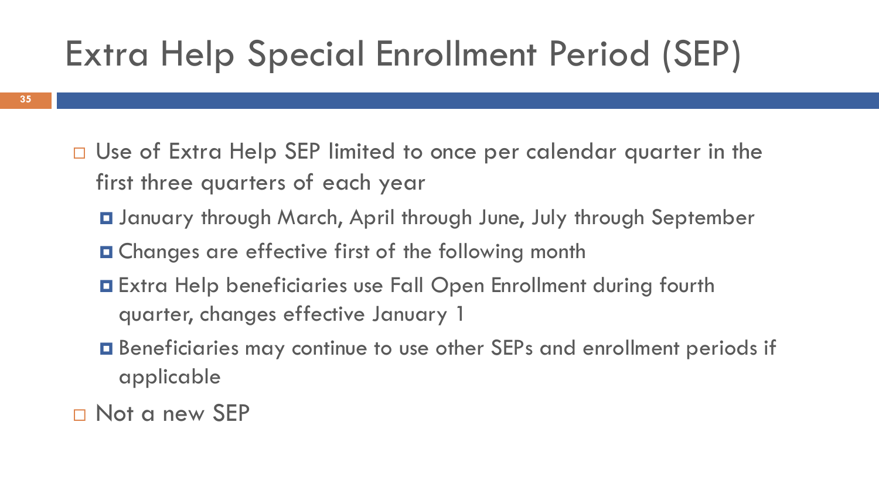# Extra Help Special Enrollment Period (SEP)

- Use of Extra Help SEP limited to once per calendar quarter in the first three quarters of each year
  - January through March, April through June, July through September
  - Changes are effective first of the following month
  - Extra Help beneficiaries use Fall Open Enrollment during fourth quarter, changes effective January 1
  - Beneficiaries may continue to use other SEPs and enrollment periods if applicable
- Not a new SEP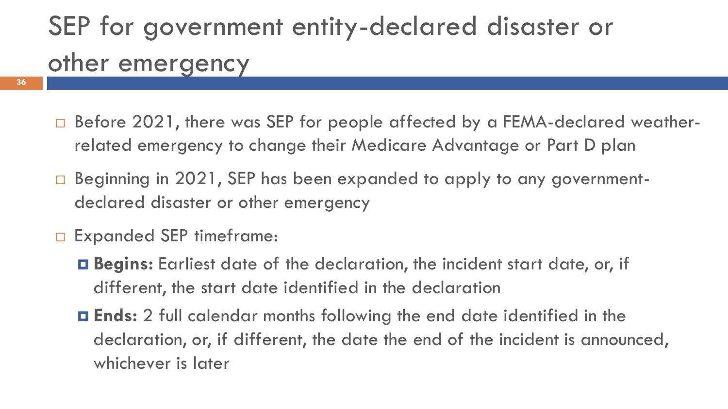# SEP for government entity-declared disaster or other emergency

- Before 2021, there was SEP for people affected by a FEMA-declared weather-related emergency to change their Medicare Advantage or Part D plan
- Beginning in 2021, SEP has been expanded to apply to any government-declared disaster or other emergency
- Expanded SEP timeframe:
  - **Begins:** Earliest date of the declaration, the incident start date, or, if different, the start date identified in the declaration
  - **Ends:** 2 full calendar months following the end date identified in the declaration, or, if different, the date the end of the incident is announced, whichever is later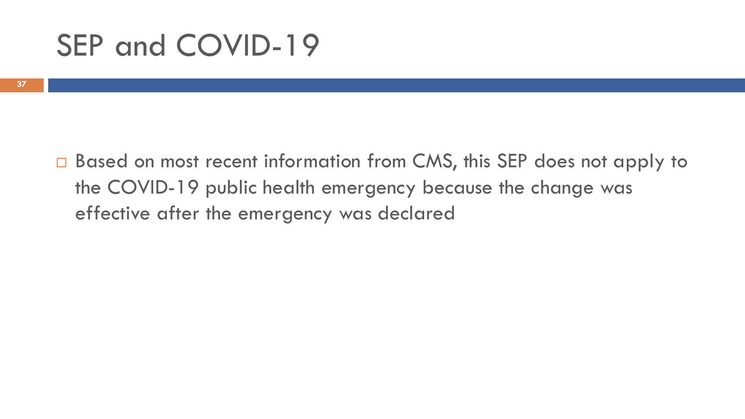# SEP and COVID-19

- Based on most recent information from CMS, this SEP does not apply to the COVID-19 public health emergency because the change was effective after the emergency was declared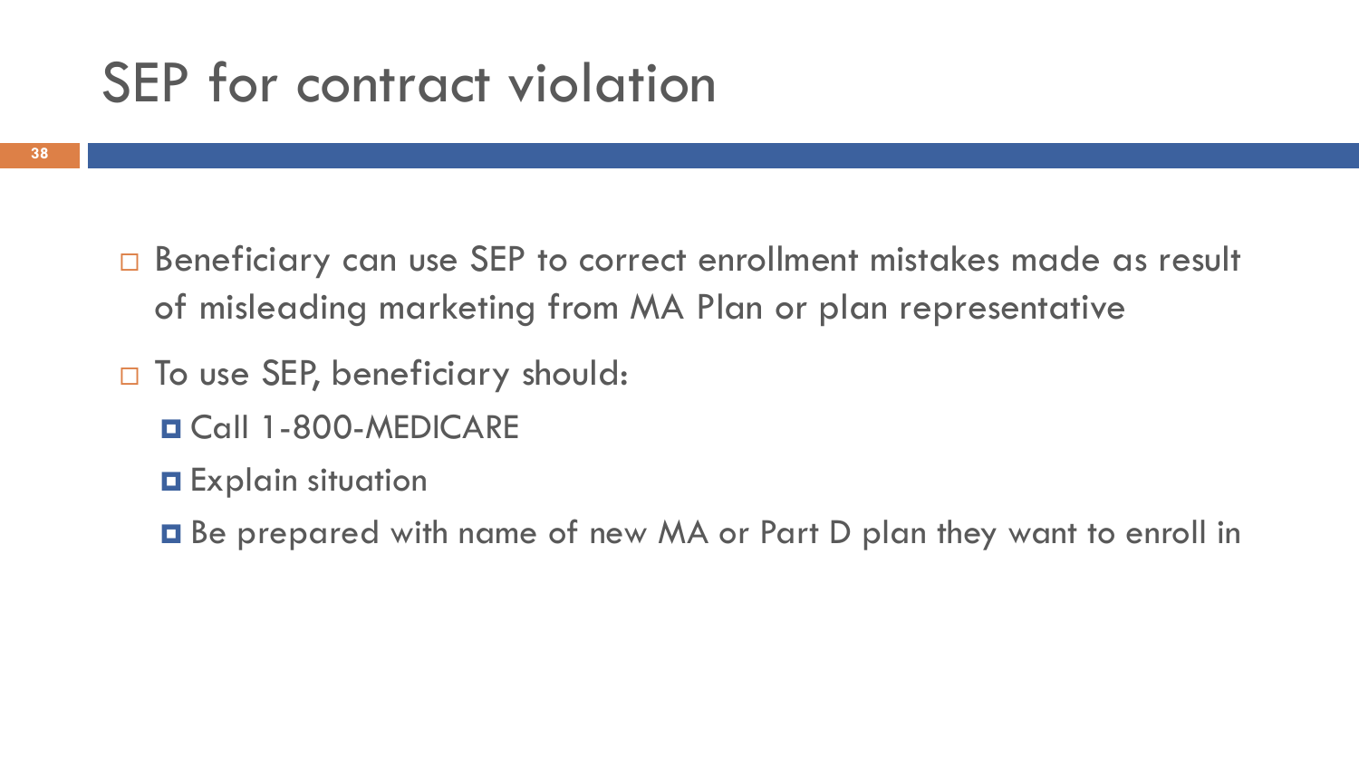# SEP for contract violation

- Beneficiary can use SEP to correct enrollment mistakes made as result of misleading marketing from MA Plan or plan representative
- To use SEP, beneficiary should:
  - Call 1-800-MEDICARE
  - Explain situation
  - Be prepared with name of new MA or Part D plan they want to enroll in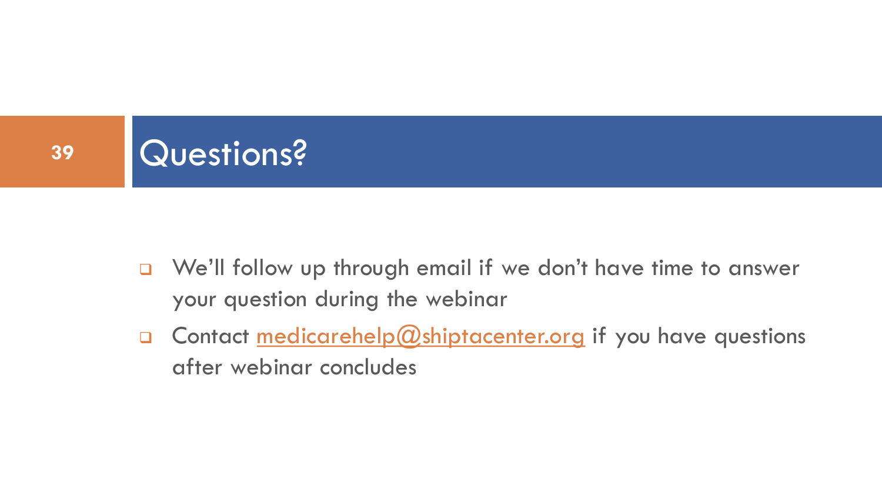# Questions?

- We'll follow up through email if we don't have time to answer your question during the webinar
- Contact medicarehelp@shiptacenter.org if you have questions after webinar concludes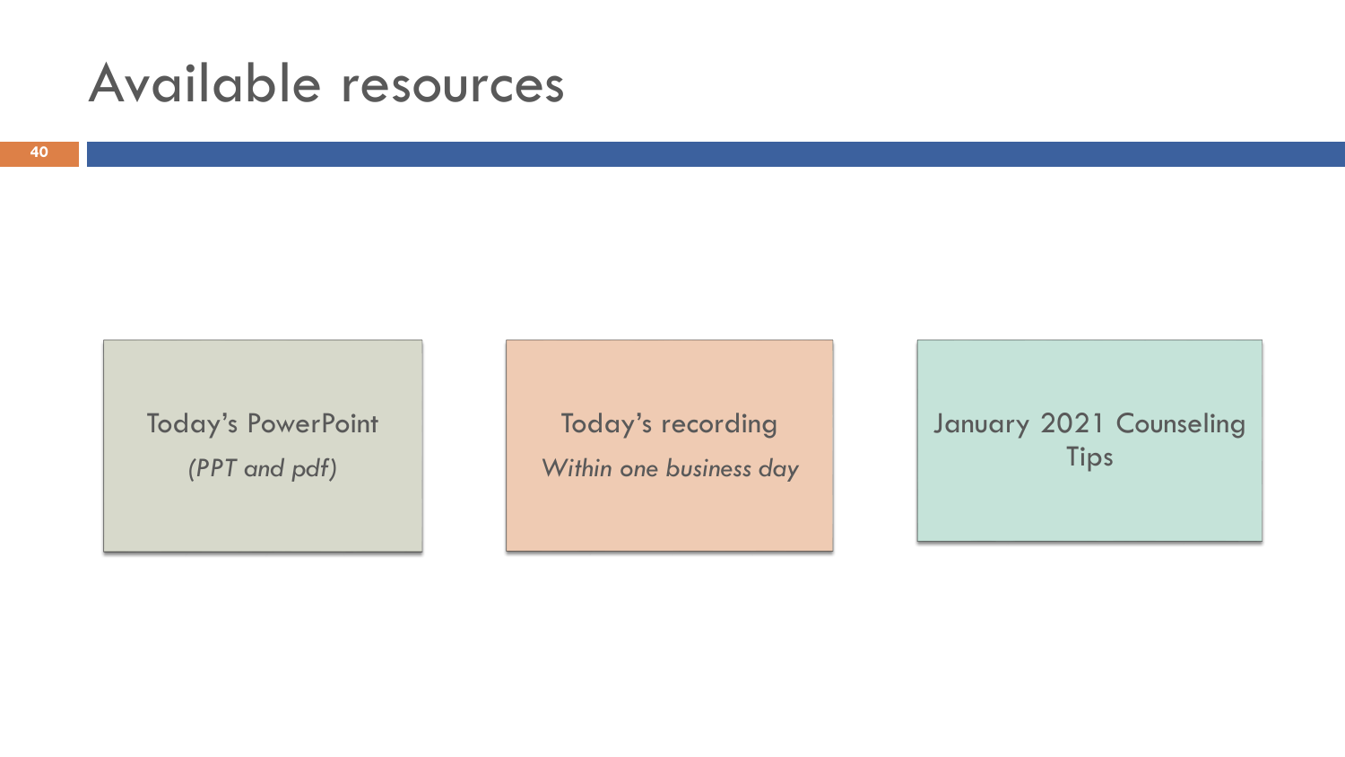# Available resources

Today's PowerPoint

*(PPT and pdf)*

Today's recording

*Within one business day*

January 2021 Counseling Tips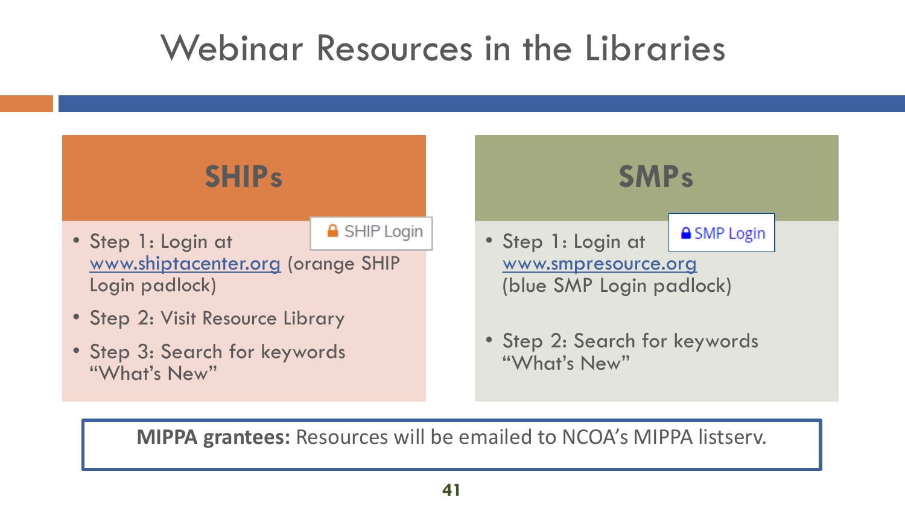# Webinar Resources in the Libraries

## SHIPs

SHIP Login

- Step 1: Login at www.shiptacenter.org (orange SHIP Login padlock)
- Step 2: Visit Resource Library
- Step 3: Search for keywords "What's New"

## SMPs

SMP Login

- Step 1: Login at www.smpresource.org (blue SMP Login padlock)
- Step 2: Search for keywords "What's New"

**MIPPA grantees:** Resources will be emailed to NCOA's MIPPA listserv.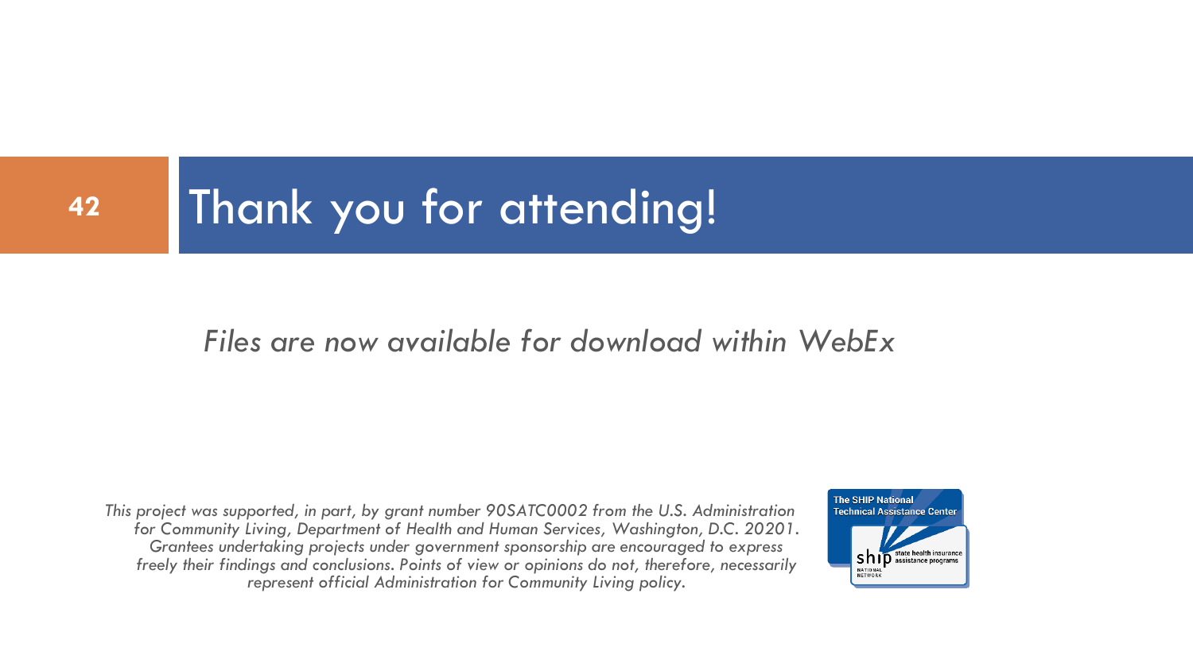# Thank you for attending!

*Files are now available for download within WebEx*

*This project was supported, in part, by grant number 90SATC0002 from the U.S. Administration for Community Living, Department of Health and Human Services, Washington, D.C. 20201. Grantees undertaking projects under government sponsorship are encouraged to express freely their findings and conclusions. Points of view or opinions do not, therefore, necessarily represent official Administration for Community Living policy.*

The SHIP National Technical Assistance Center

ship state health insurance assistance programs NATIONAL NETWORK